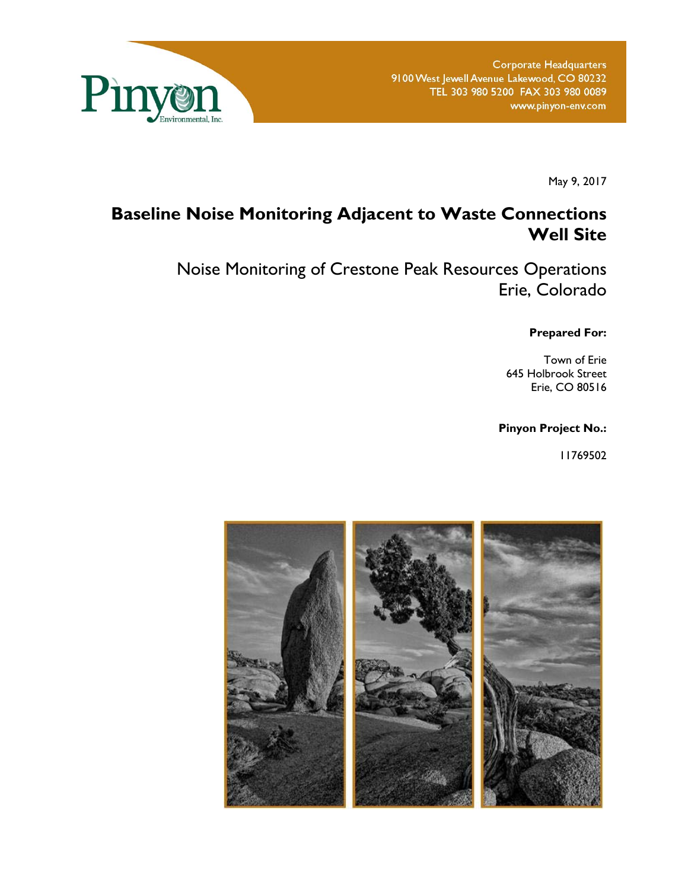Pinyon Environmental, Inc.

Corporate Headquarters
9100 West Jewell Avenue Lakewood, CO 80232
TEL 303 980 5200 FAX 303 980 0089
www.pinyon-env.com

May 9, 2017

# Baseline Noise Monitoring Adjacent to Waste Connections Well Site

## Noise Monitoring of Crestone Peak Resources Operations
## Erie, Colorado

**Prepared For:**

Town of Erie
645 Holbrook Street
Erie, CO 80516

**Pinyon Project No.:**

11769502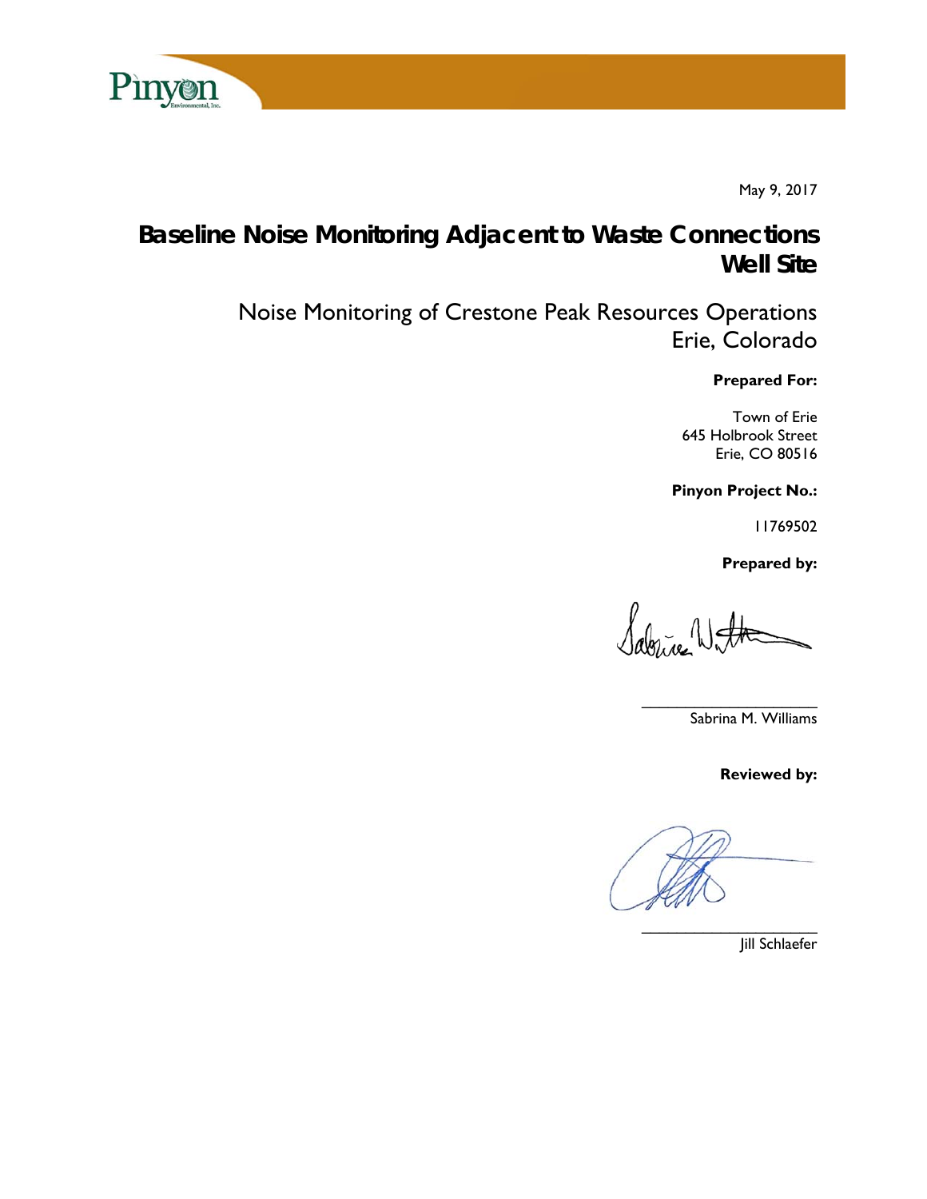May 9, 2017

# Baseline Noise Monitoring Adjacent to Waste Connections Well Site

## Noise Monitoring of Crestone Peak Resources Operations Erie, Colorado

**Prepared For:**

Town of Erie
645 Holbrook Street
Erie, CO 80516

**Pinyon Project No.:**

11769502

**Prepared by:**

\_\_\_\_\_\_\_\_\_\_\_\_\_\_\_\_\_\_\_\_\_\_
Sabrina M. Williams

**Reviewed by:**

\_\_\_\_\_\_\_\_\_\_\_\_\_\_\_\_\_\_\_\_\_\_
Jill Schlaefer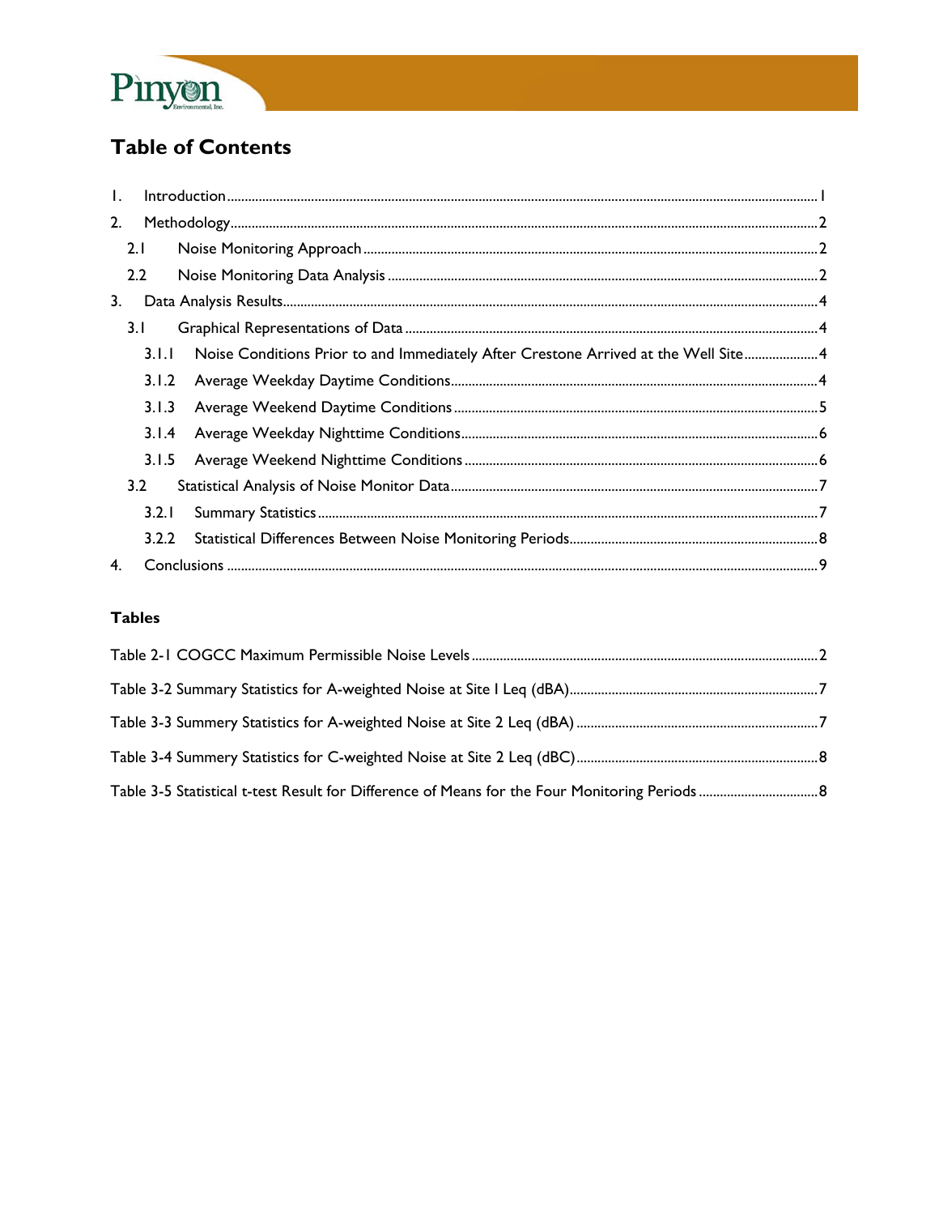# Table of Contents

1. Introduction ........................................................................................................................................ 1
2. Methodology ........................................................................................................................................ 2
   - 2.1 Noise Monitoring Approach ................................................................................................ 2
   - 2.2 Noise Monitoring Data Analysis ......................................................................................... 2
3. Data Analysis Results ........................................................................................................................ 4
   - 3.1 Graphical Representations of Data .................................................................................... 4
     - 3.1.1 Noise Conditions Prior to and Immediately After Crestone Arrived at the Well Site ..................... 4
     - 3.1.2 Average Weekday Daytime Conditions ........................................................................ 4
     - 3.1.3 Average Weekend Daytime Conditions ....................................................................... 5
     - 3.1.4 Average Weekday Nighttime Conditions ..................................................................... 6
     - 3.1.5 Average Weekend Nighttime Conditions .................................................................... 6
   - 3.2 Statistical Analysis of Noise Monitor Data ........................................................................ 7
     - 3.2.1 Summary Statistics ............................................................................................................ 7
     - 3.2.2 Statistical Differences Between Noise Monitoring Periods ....................................... 8
4. Conclusions ........................................................................................................................................ 9

## Tables

Table 2-1 COGCC Maximum Permissible Noise Levels ........................................................................ 2

Table 3-2 Summary Statistics for A-weighted Noise at Site 1 Leq (dBA) ......................................... 7

Table 3-3 Summery Statistics for A-weighted Noise at Site 2 Leq (dBA) ......................................... 7

Table 3-4 Summery Statistics for C-weighted Noise at Site 2 Leq (dBC) ......................................... 8

Table 3-5 Statistical t-test Result for Difference of Means for the Four Monitoring Periods ................................. 8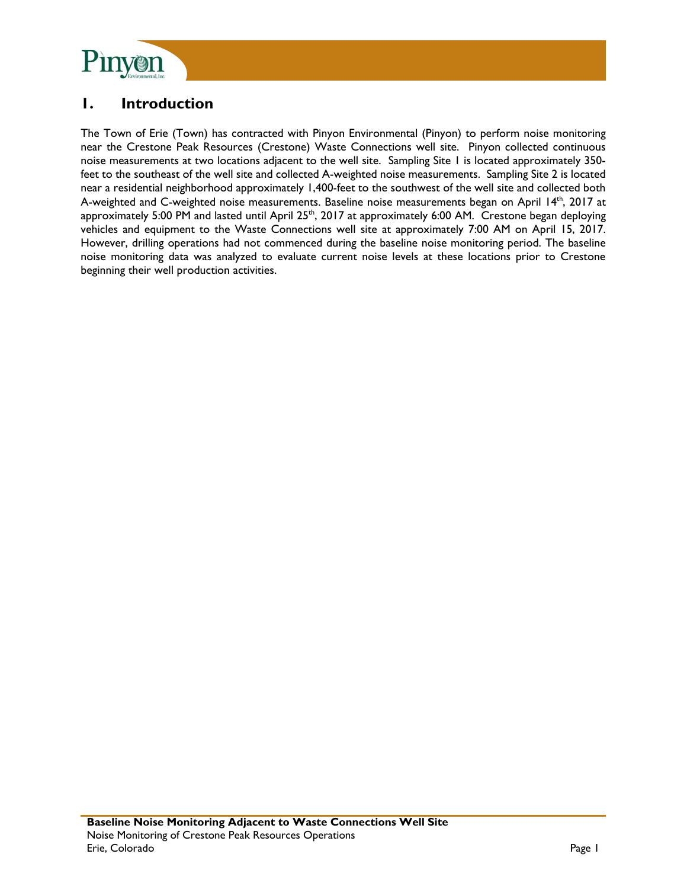# 1. Introduction

The Town of Erie (Town) has contracted with Pinyon Environmental (Pinyon) to perform noise monitoring near the Crestone Peak Resources (Crestone) Waste Connections well site. Pinyon collected continuous noise measurements at two locations adjacent to the well site. Sampling Site 1 is located approximately 350-feet to the southeast of the well site and collected A-weighted noise measurements. Sampling Site 2 is located near a residential neighborhood approximately 1,400-feet to the southwest of the well site and collected both A-weighted and C-weighted noise measurements. Baseline noise measurements began on April 14th, 2017 at approximately 5:00 PM and lasted until April 25th, 2017 at approximately 6:00 AM. Crestone began deploying vehicles and equipment to the Waste Connections well site at approximately 7:00 AM on April 15, 2017. However, drilling operations had not commenced during the baseline noise monitoring period. The baseline noise monitoring data was analyzed to evaluate current noise levels at these locations prior to Crestone beginning their well production activities.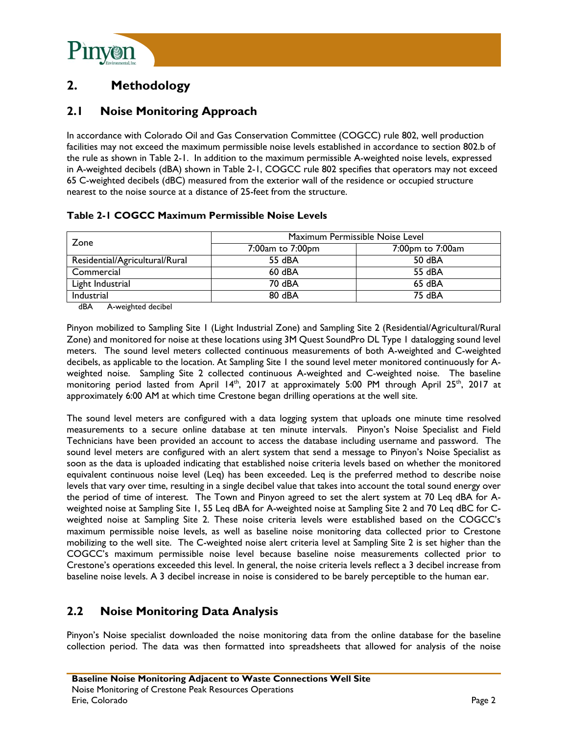# 2. Methodology

## 2.1 Noise Monitoring Approach

In accordance with Colorado Oil and Gas Conservation Committee (COGCC) rule 802, well production facilities may not exceed the maximum permissible noise levels established in accordance to section 802.b of the rule as shown in Table 2-1. In addition to the maximum permissible A-weighted noise levels, expressed in A-weighted decibels (dBA) shown in Table 2-1, COGCC rule 802 specifies that operators may not exceed 65 C-weighted decibels (dBC) measured from the exterior wall of the residence or occupied structure nearest to the noise source at a distance of 25-feet from the structure.

**Table 2-1 COGCC Maximum Permissible Noise Levels**

| Zone | Maximum Permissible Noise Level | |
|---|---|---|
| | 7:00am to 7:00pm | 7:00pm to 7:00am |
| Residential/Agricultural/Rural | 55 dBA | 50 dBA |
| Commercial | 60 dBA | 55 dBA |
| Light Industrial | 70 dBA | 65 dBA |
| Industrial | 80 dBA | 75 dBA |

dBA A-weighted decibel

Pinyon mobilized to Sampling Site 1 (Light Industrial Zone) and Sampling Site 2 (Residential/Agricultural/Rural Zone) and monitored for noise at these locations using 3M Quest SoundPro DL Type 1 datalogging sound level meters. The sound level meters collected continuous measurements of both A-weighted and C-weighted decibels, as applicable to the location. At Sampling Site 1 the sound level meter monitored continuously for A-weighted noise. Sampling Site 2 collected continuous A-weighted and C-weighted noise. The baseline monitoring period lasted from April 14th, 2017 at approximately 5:00 PM through April 25th, 2017 at approximately 6:00 AM at which time Crestone began drilling operations at the well site.

The sound level meters are configured with a data logging system that uploads one minute time resolved measurements to a secure online database at ten minute intervals. Pinyon's Noise Specialist and Field Technicians have been provided an account to access the database including username and password. The sound level meters are configured with an alert system that send a message to Pinyon's Noise Specialist as soon as the data is uploaded indicating that established noise criteria levels based on whether the monitored equivalent continuous noise level (Leq) has been exceeded. Leq is the preferred method to describe noise levels that vary over time, resulting in a single decibel value that takes into account the total sound energy over the period of time of interest. The Town and Pinyon agreed to set the alert system at 70 Leq dBA for A-weighted noise at Sampling Site 1, 55 Leq dBA for A-weighted noise at Sampling Site 2 and 70 Leq dBC for C-weighted noise at Sampling Site 2. These noise criteria levels were established based on the COGCC's maximum permissible noise levels, as well as baseline noise monitoring data collected prior to Crestone mobilizing to the well site. The C-weighted noise alert criteria level at Sampling Site 2 is set higher than the COGCC's maximum permissible noise level because baseline noise measurements collected prior to Crestone's operations exceeded this level. In general, the noise criteria levels reflect a 3 decibel increase from baseline noise levels. A 3 decibel increase in noise is considered to be barely perceptible to the human ear.

## 2.2 Noise Monitoring Data Analysis

Pinyon's Noise specialist downloaded the noise monitoring data from the online database for the baseline collection period. The data was then formatted into spreadsheets that allowed for analysis of the noise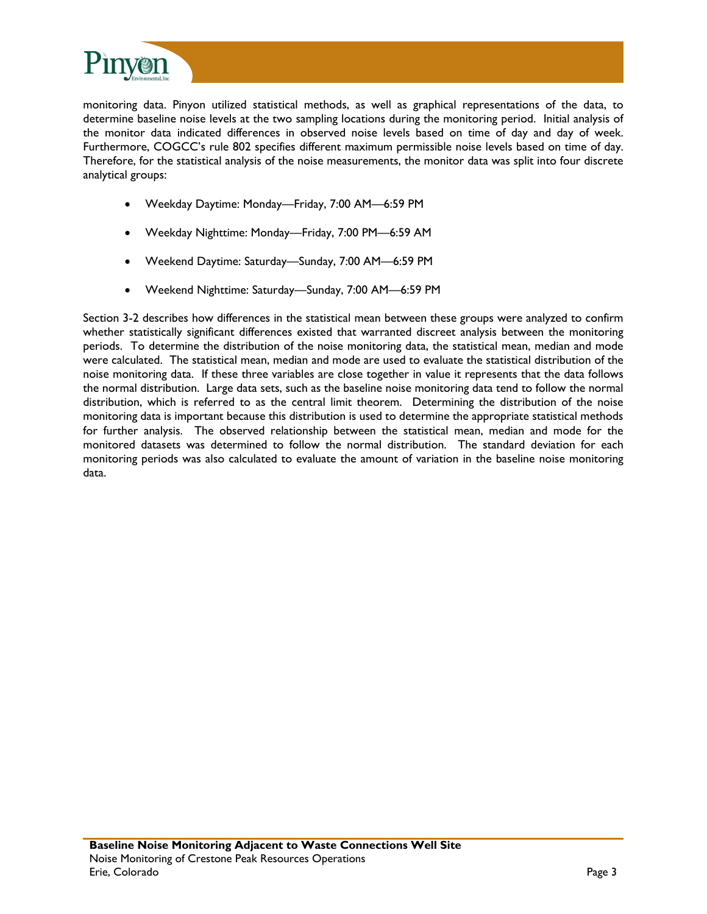monitoring data. Pinyon utilized statistical methods, as well as graphical representations of the data, to determine baseline noise levels at the two sampling locations during the monitoring period. Initial analysis of the monitor data indicated differences in observed noise levels based on time of day and day of week. Furthermore, COGCC's rule 802 specifies different maximum permissible noise levels based on time of day. Therefore, for the statistical analysis of the noise measurements, the monitor data was split into four discrete analytical groups:

- Weekday Daytime: Monday—Friday, 7:00 AM—6:59 PM
- Weekday Nighttime: Monday—Friday, 7:00 PM—6:59 AM
- Weekend Daytime: Saturday—Sunday, 7:00 AM—6:59 PM
- Weekend Nighttime: Saturday—Sunday, 7:00 AM—6:59 PM

Section 3-2 describes how differences in the statistical mean between these groups were analyzed to confirm whether statistically significant differences existed that warranted discreet analysis between the monitoring periods. To determine the distribution of the noise monitoring data, the statistical mean, median and mode were calculated. The statistical mean, median and mode are used to evaluate the statistical distribution of the noise monitoring data. If these three variables are close together in value it represents that the data follows the normal distribution. Large data sets, such as the baseline noise monitoring data tend to follow the normal distribution, which is referred to as the central limit theorem. Determining the distribution of the noise monitoring data is important because this distribution is used to determine the appropriate statistical methods for further analysis. The observed relationship between the statistical mean, median and mode for the monitored datasets was determined to follow the normal distribution. The standard deviation for each monitoring periods was also calculated to evaluate the amount of variation in the baseline noise monitoring data.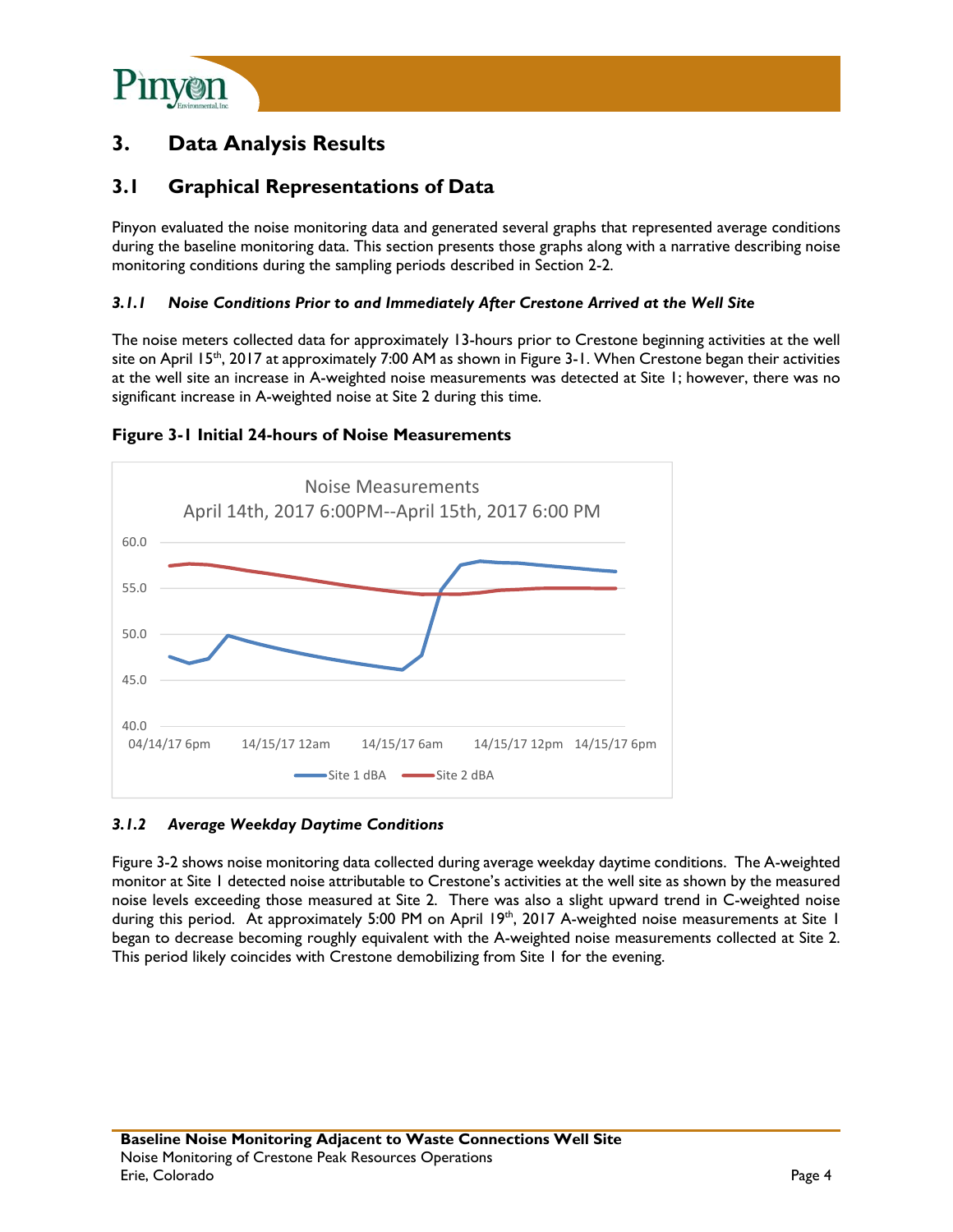# 3. Data Analysis Results

## 3.1 Graphical Representations of Data

Pinyon evaluated the noise monitoring data and generated several graphs that represented average conditions during the baseline monitoring data. This section presents those graphs along with a narrative describing noise monitoring conditions during the sampling periods described in Section 2-2.

### *3.1.1 Noise Conditions Prior to and Immediately After Crestone Arrived at the Well Site*

The noise meters collected data for approximately 13-hours prior to Crestone beginning activities at the well site on April 15th, 2017 at approximately 7:00 AM as shown in Figure 3-1. When Crestone began their activities at the well site an increase in A-weighted noise measurements was detected at Site 1; however, there was no significant increase in A-weighted noise at Site 2 during this time.

**Figure 3-1 Initial 24-hours of Noise Measurements**

Noise Measurements
April 14th, 2017 6:00PM--April 15th, 2017 6:00 PM

60.0
55.0
50.0
45.0
40.0

04/14/17 6pm | 14/15/17 12am | 14/15/17 6am | 14/15/17 12pm | 14/15/17 6pm

Site 1 dBA | Site 2 dBA

### *3.1.2 Average Weekday Daytime Conditions*

Figure 3-2 shows noise monitoring data collected during average weekday daytime conditions. The A-weighted monitor at Site 1 detected noise attributable to Crestone's activities at the well site as shown by the measured noise levels exceeding those measured at Site 2. There was also a slight upward trend in C-weighted noise during this period. At approximately 5:00 PM on April 19th, 2017 A-weighted noise measurements at Site 1 began to decrease becoming roughly equivalent with the A-weighted noise measurements collected at Site 2. This period likely coincides with Crestone demobilizing from Site 1 for the evening.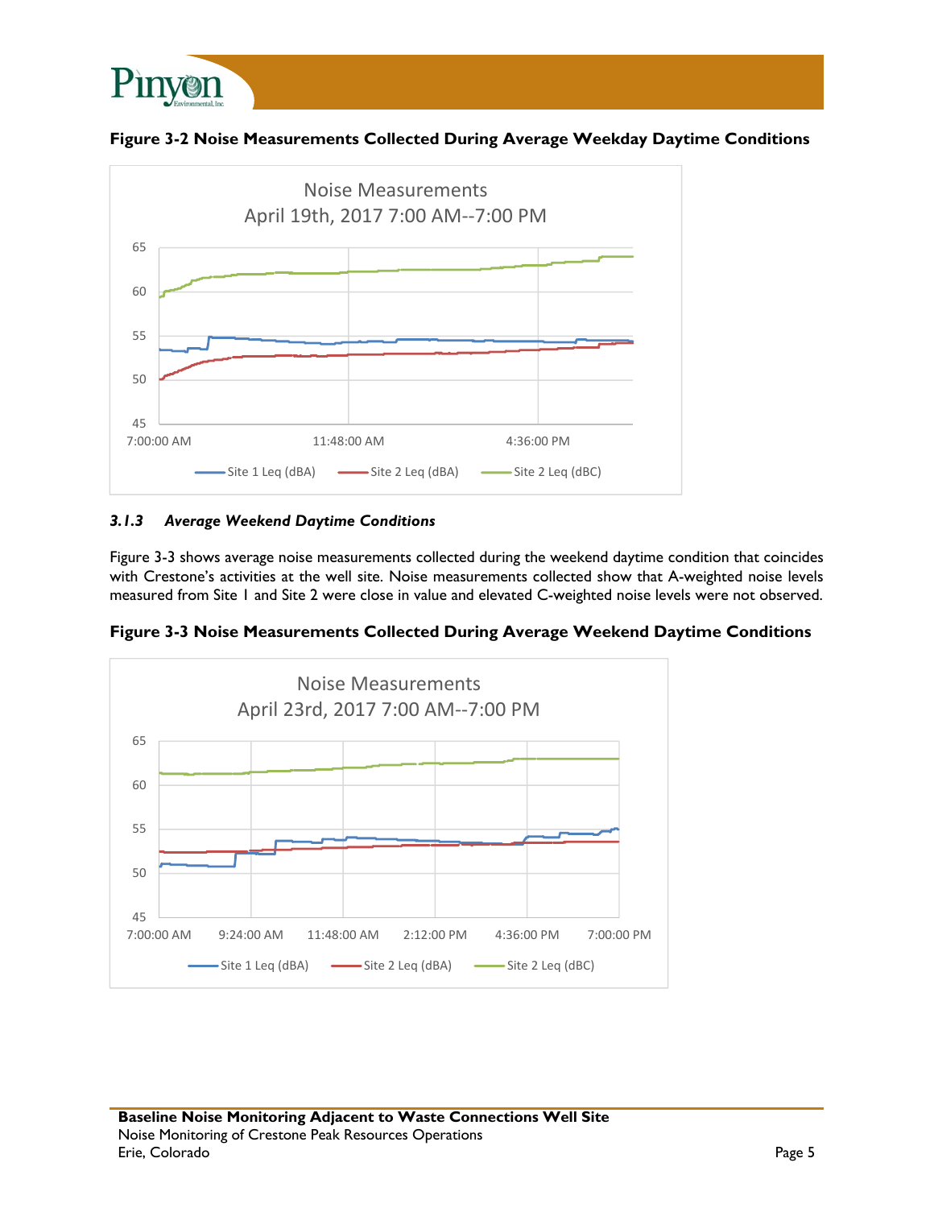**Figure 3-2 Noise Measurements Collected During Average Weekday Daytime Conditions**

### *3.1.3 Average Weekend Daytime Conditions*

Figure 3-3 shows average noise measurements collected during the weekend daytime condition that coincides with Crestone's activities at the well site. Noise measurements collected show that A-weighted noise levels measured from Site 1 and Site 2 were close in value and elevated C-weighted noise levels were not observed.

**Figure 3-3 Noise Measurements Collected During Average Weekend Daytime Conditions**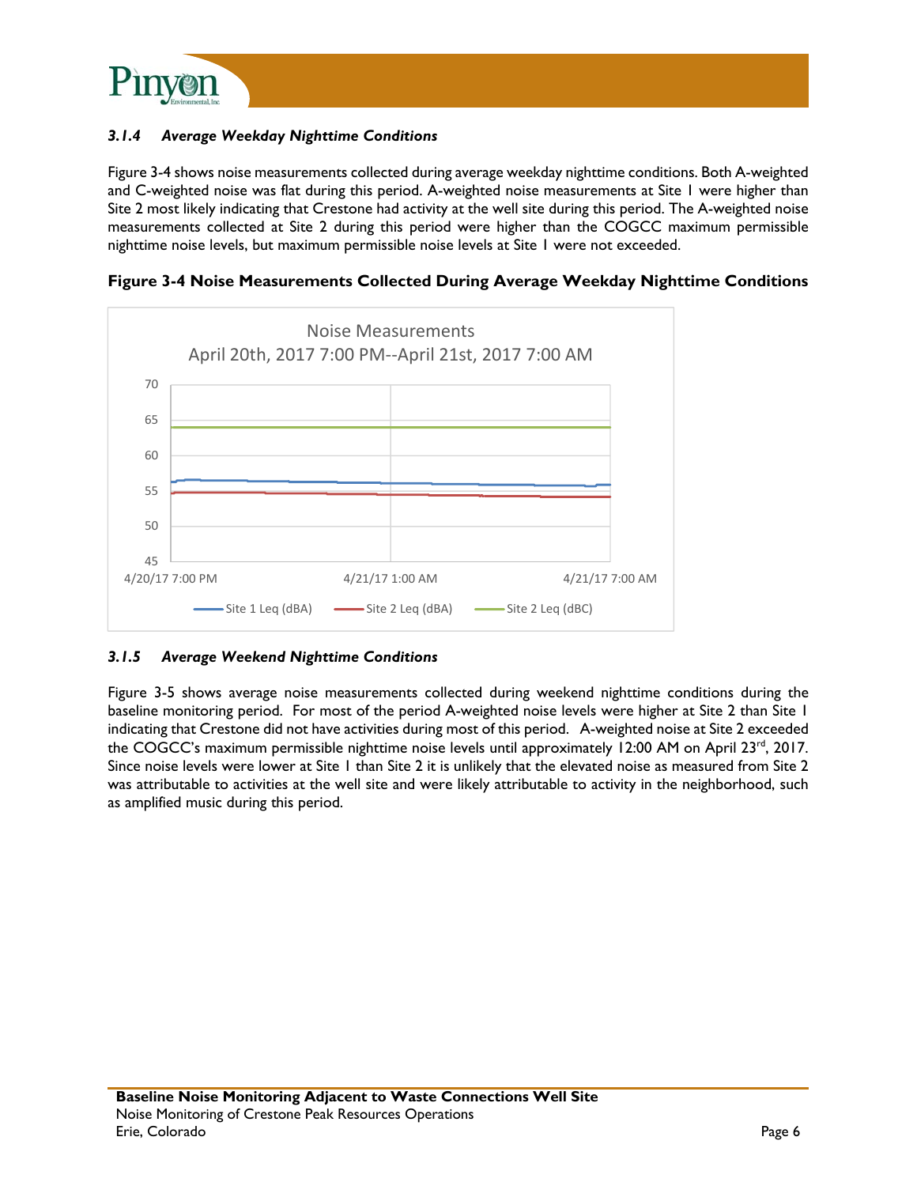### *3.1.4 Average Weekday Nighttime Conditions*

Figure 3-4 shows noise measurements collected during average weekday nighttime conditions. Both A-weighted and C-weighted noise was flat during this period. A-weighted noise measurements at Site 1 were higher than Site 2 most likely indicating that Crestone had activity at the well site during this period. The A-weighted noise measurements collected at Site 2 during this period were higher than the COGCC maximum permissible nighttime noise levels, but maximum permissible noise levels at Site 1 were not exceeded.

**Figure 3-4 Noise Measurements Collected During Average Weekday Nighttime Conditions**

### *3.1.5 Average Weekend Nighttime Conditions*

Figure 3-5 shows average noise measurements collected during weekend nighttime conditions during the baseline monitoring period. For most of the period A-weighted noise levels were higher at Site 2 than Site 1 indicating that Crestone did not have activities during most of this period. A-weighted noise at Site 2 exceeded the COGCC's maximum permissible nighttime noise levels until approximately 12:00 AM on April 23rd, 2017. Since noise levels were lower at Site 1 than Site 2 it is unlikely that the elevated noise as measured from Site 2 was attributable to activities at the well site and were likely attributable to activity in the neighborhood, such as amplified music during this period.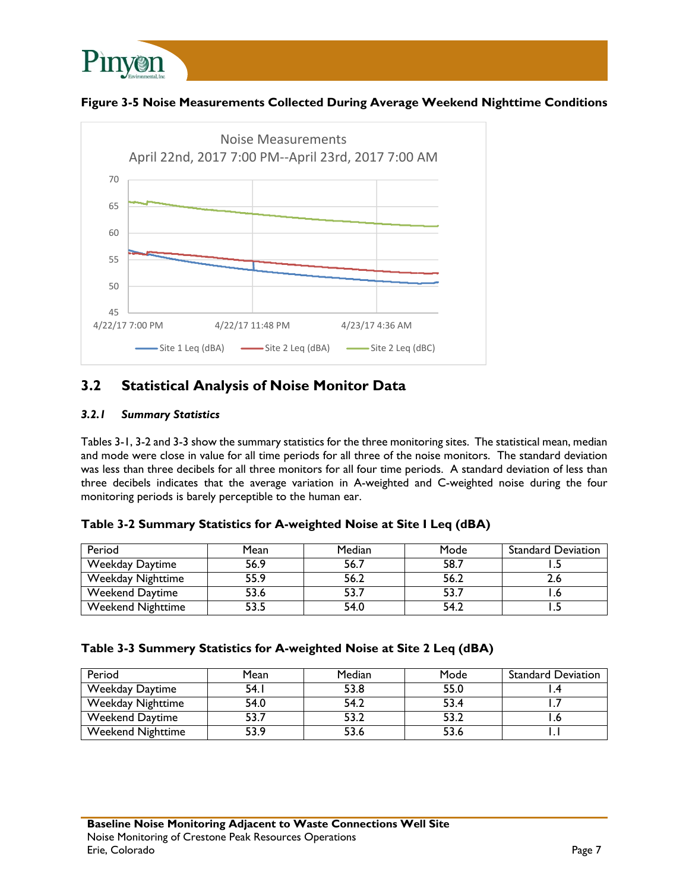**Figure 3-5 Noise Measurements Collected During Average Weekend Nighttime Conditions**

## 3.2 Statistical Analysis of Noise Monitor Data

### *3.2.1 Summary Statistics*

Tables 3-1, 3-2 and 3-3 show the summary statistics for the three monitoring sites. The statistical mean, median and mode were close in value for all time periods for all three of the noise monitors. The standard deviation was less than three decibels for all three monitors for all four time periods. A standard deviation of less than three decibels indicates that the average variation in A-weighted and C-weighted noise during the four monitoring periods is barely perceptible to the human ear.

**Table 3-2 Summary Statistics for A-weighted Noise at Site 1 Leq (dBA)**

| Period | Mean | Median | Mode | Standard Deviation |
|---|---|---|---|---|
| Weekday Daytime | 56.9 | 56.7 | 58.7 | 1.5 |
| Weekday Nighttime | 55.9 | 56.2 | 56.2 | 2.6 |
| Weekend Daytime | 53.6 | 53.7 | 53.7 | 1.6 |
| Weekend Nighttime | 53.5 | 54.0 | 54.2 | 1.5 |

**Table 3-3 Summery Statistics for A-weighted Noise at Site 2 Leq (dBA)**

| Period | Mean | Median | Mode | Standard Deviation |
|---|---|---|---|---|
| Weekday Daytime | 54.1 | 53.8 | 55.0 | 1.4 |
| Weekday Nighttime | 54.0 | 54.2 | 53.4 | 1.7 |
| Weekend Daytime | 53.7 | 53.2 | 53.2 | 1.6 |
| Weekend Nighttime | 53.9 | 53.6 | 53.6 | 1.1 |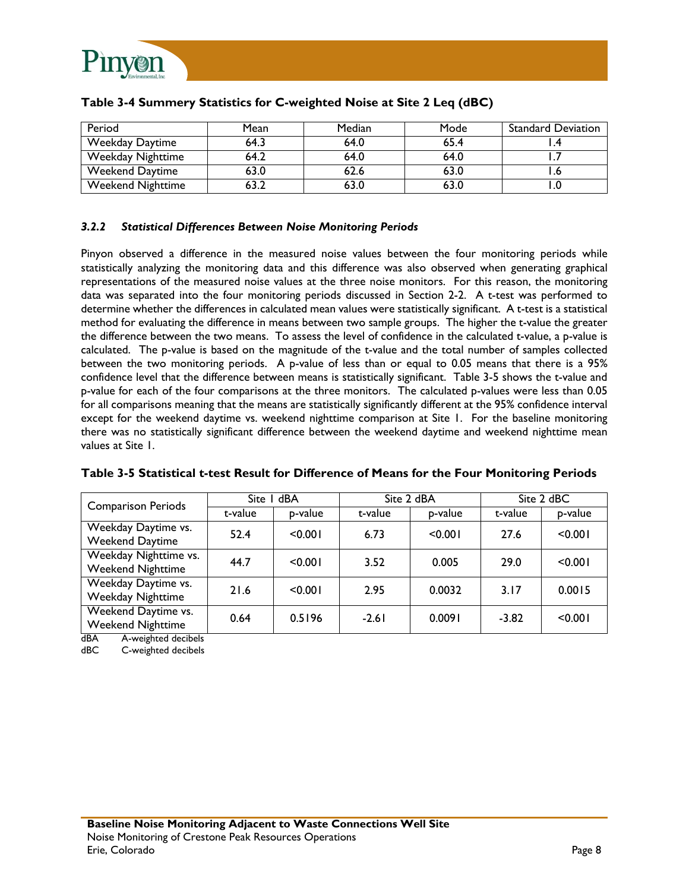**Table 3-4 Summery Statistics for C-weighted Noise at Site 2 Leq (dBC)**

| Period | Mean | Median | Mode | Standard Deviation |
|---|---|---|---|---|
| Weekday Daytime | 64.3 | 64.0 | 65.4 | 1.4 |
| Weekday Nighttime | 64.2 | 64.0 | 64.0 | 1.7 |
| Weekend Daytime | 63.0 | 62.6 | 63.0 | 1.6 |
| Weekend Nighttime | 63.2 | 63.0 | 63.0 | 1.0 |

### *3.2.2 Statistical Differences Between Noise Monitoring Periods*

Pinyon observed a difference in the measured noise values between the four monitoring periods while statistically analyzing the monitoring data and this difference was also observed when generating graphical representations of the measured noise values at the three noise monitors. For this reason, the monitoring data was separated into the four monitoring periods discussed in Section 2-2. A t-test was performed to determine whether the differences in calculated mean values were statistically significant. A t-test is a statistical method for evaluating the difference in means between two sample groups. The higher the t-value the greater the difference between the two means. To assess the level of confidence in the calculated t-value, a p-value is calculated. The p-value is based on the magnitude of the t-value and the total number of samples collected between the two monitoring periods. A p-value of less than or equal to 0.05 means that there is a 95% confidence level that the difference between means is statistically significant. Table 3-5 shows the t-value and p-value for each of the four comparisons at the three monitors. The calculated p-values were less than 0.05 for all comparisons meaning that the means are statistically significantly different at the 95% confidence interval except for the weekend daytime vs. weekend nighttime comparison at Site 1. For the baseline monitoring there was no statistically significant difference between the weekend daytime and weekend nighttime mean values at Site 1.

**Table 3-5 Statistical t-test Result for Difference of Means for the Four Monitoring Periods**

| Comparison Periods | Site 1 dBA | | Site 2 dBA | | Site 2 dBC | |
|---|---|---|---|---|---|---|
| | t-value | p-value | t-value | p-value | t-value | p-value |
| Weekday Daytime vs. Weekend Daytime | 52.4 | <0.001 | 6.73 | <0.001 | 27.6 | <0.001 |
| Weekday Nighttime vs. Weekend Nighttime | 44.7 | <0.001 | 3.52 | 0.005 | 29.0 | <0.001 |
| Weekday Daytime vs. Weekday Nighttime | 21.6 | <0.001 | 2.95 | 0.0032 | 3.17 | 0.0015 |
| Weekend Daytime vs. Weekend Nighttime | 0.64 | 0.5196 | -2.61 | 0.0091 | -3.82 | <0.001 |

dBA A-weighted decibels
dBC C-weighted decibels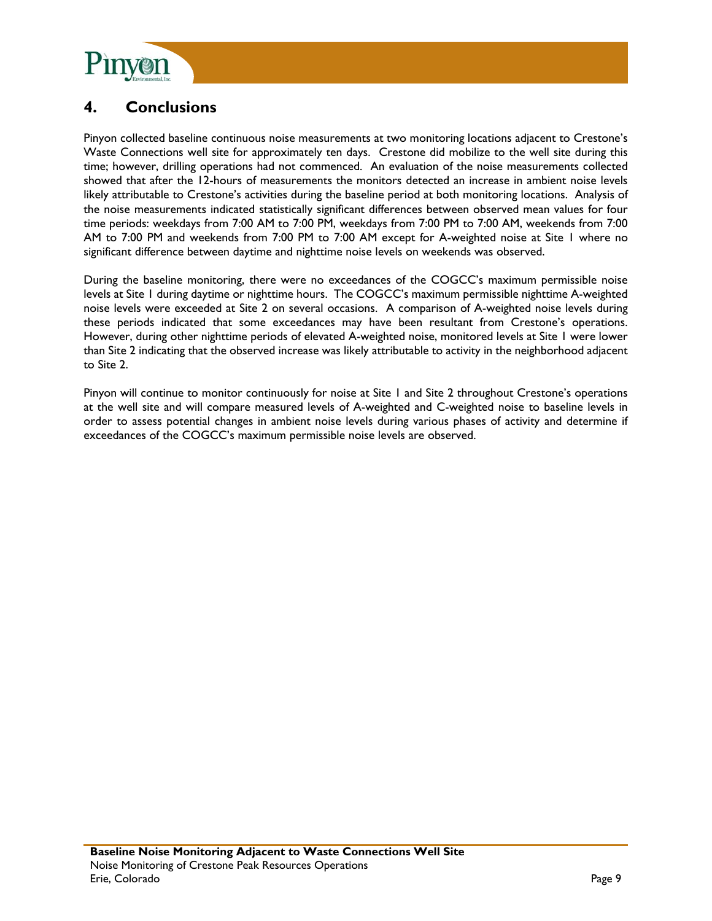## 4. Conclusions

Pinyon collected baseline continuous noise measurements at two monitoring locations adjacent to Crestone's Waste Connections well site for approximately ten days. Crestone did mobilize to the well site during this time; however, drilling operations had not commenced. An evaluation of the noise measurements collected showed that after the 12-hours of measurements the monitors detected an increase in ambient noise levels likely attributable to Crestone's activities during the baseline period at both monitoring locations. Analysis of the noise measurements indicated statistically significant differences between observed mean values for four time periods: weekdays from 7:00 AM to 7:00 PM, weekdays from 7:00 PM to 7:00 AM, weekends from 7:00 AM to 7:00 PM and weekends from 7:00 PM to 7:00 AM except for A-weighted noise at Site 1 where no significant difference between daytime and nighttime noise levels on weekends was observed.

During the baseline monitoring, there were no exceedances of the COGCC's maximum permissible noise levels at Site 1 during daytime or nighttime hours. The COGCC's maximum permissible nighttime A-weighted noise levels were exceeded at Site 2 on several occasions. A comparison of A-weighted noise levels during these periods indicated that some exceedances may have been resultant from Crestone's operations. However, during other nighttime periods of elevated A-weighted noise, monitored levels at Site 1 were lower than Site 2 indicating that the observed increase was likely attributable to activity in the neighborhood adjacent to Site 2.

Pinyon will continue to monitor continuously for noise at Site 1 and Site 2 throughout Crestone's operations at the well site and will compare measured levels of A-weighted and C-weighted noise to baseline levels in order to assess potential changes in ambient noise levels during various phases of activity and determine if exceedances of the COGCC's maximum permissible noise levels are observed.